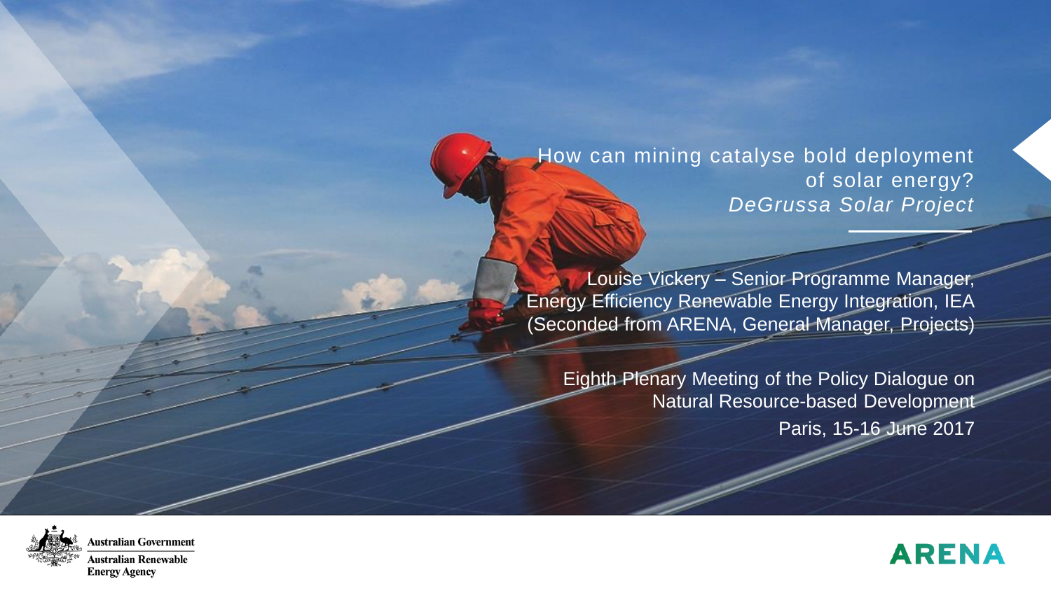# How can mining catalyse bold deployment of solar energy?

*DeGrussa Solar Project*

Louise Vickery – Senior Programme Manager, Energy Efficiency Renewable Energy Integration, IEA (Seconded from ARENA, General Manager, Projects)

Eighth Plenary Meeting of the Policy Dialogue on Natural Resource-based Development

Paris, 15-16 June 2017

Australian Government

Australian Renewable Energy Agency

ARENA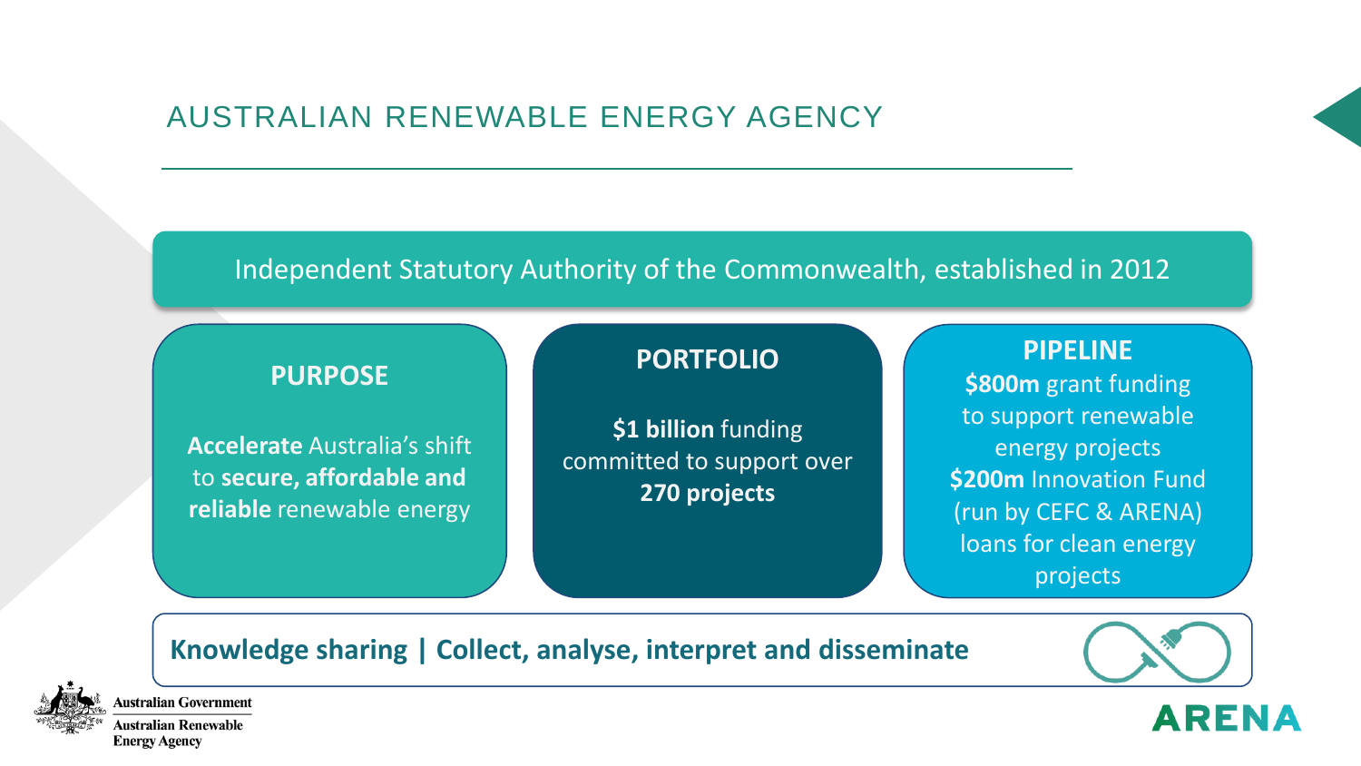# AUSTRALIAN RENEWABLE ENERGY AGENCY

Independent Statutory Authority of the Commonwealth, established in 2012

## PURPOSE

**Accelerate** Australia's shift to **secure, affordable and reliable** renewable energy

## PORTFOLIO

**$1 billion** funding committed to support over **270 projects**

## PIPELINE

**$800m** grant funding to support renewable energy projects

**$200m** Innovation Fund (run by CEFC & ARENA) loans for clean energy projects

**Knowledge sharing | Collect, analyse, interpret and disseminate**

Australian Government
Australian Renewable Energy Agency

ARENA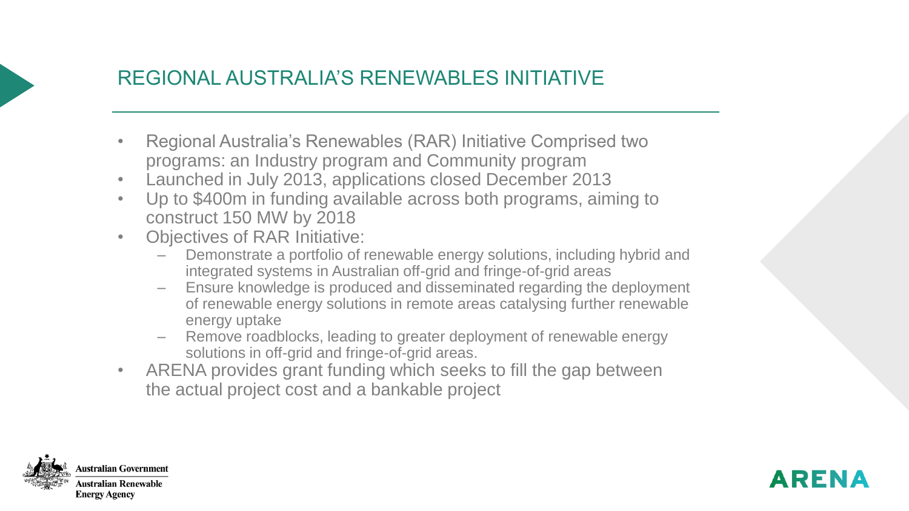## REGIONAL AUSTRALIA'S RENEWABLES INITIATIVE

- Regional Australia's Renewables (RAR) Initiative Comprised two programs: an Industry program and Community program
- Launched in July 2013, applications closed December 2013
- Up to $400m in funding available across both programs, aiming to construct 150 MW by 2018
- Objectives of RAR Initiative:
  - Demonstrate a portfolio of renewable energy solutions, including hybrid and integrated systems in Australian off-grid and fringe-of-grid areas
  - Ensure knowledge is produced and disseminated regarding the deployment of renewable energy solutions in remote areas catalysing further renewable energy uptake
  - Remove roadblocks, leading to greater deployment of renewable energy solutions in off-grid and fringe-of-grid areas.
- ARENA provides grant funding which seeks to fill the gap between the actual project cost and a bankable project

Australian Government
Australian Renewable Energy Agency

ARENA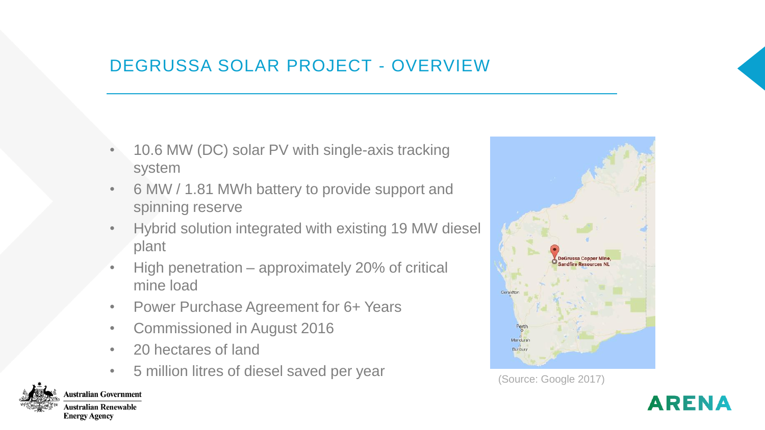## DEGRUSSA SOLAR PROJECT - OVERVIEW

- 10.6 MW (DC) solar PV with single-axis tracking system
- 6 MW / 1.81 MWh battery to provide support and spinning reserve
- Hybrid solution integrated with existing 19 MW diesel plant
- High penetration – approximately 20% of critical mine load
- Power Purchase Agreement for 6+ Years
- Commissioned in August 2016
- 20 hectares of land
- 5 million litres of diesel saved per year

(Source: Google 2017)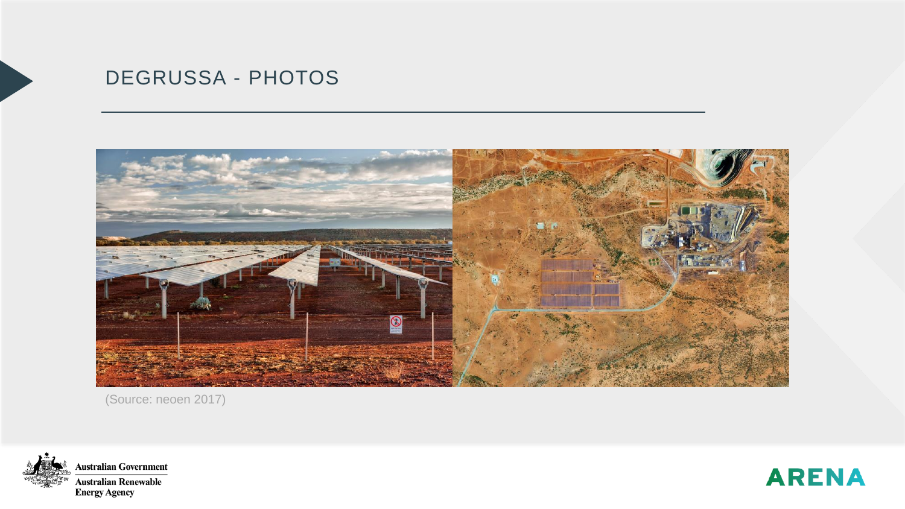## DEGRUSSA - PHOTOS

(Source: neoen 2017)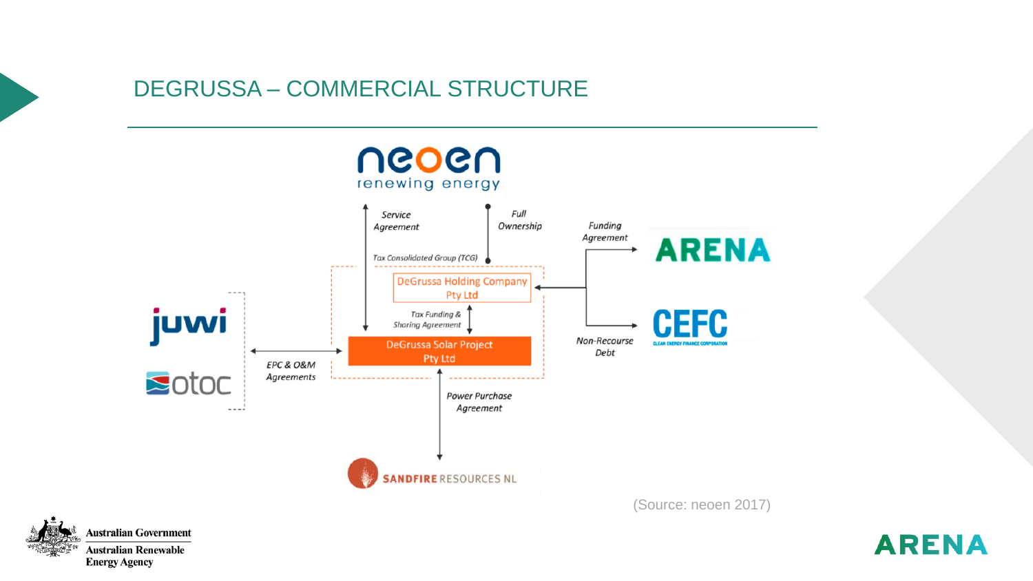# DEGRUSSA – COMMERCIAL STRUCTURE

neoen
renewing energy

Service Agreement

Full Ownership

Tax Consolidated Group (TCG)

DeGrussa Holding Company Pty Ltd

Tax Funding & Sharing Agreement

DeGrussa Solar Project Pty Ltd

Funding Agreement

ARENA

CEFC
CLEAN ENERGY FINANCE CORPORATION

Non-Recourse Debt

juwi

otoc

EPC & O&M Agreements

Power Purchase Agreement

SANDFIRE RESOURCES NL

(Source: neoen 2017)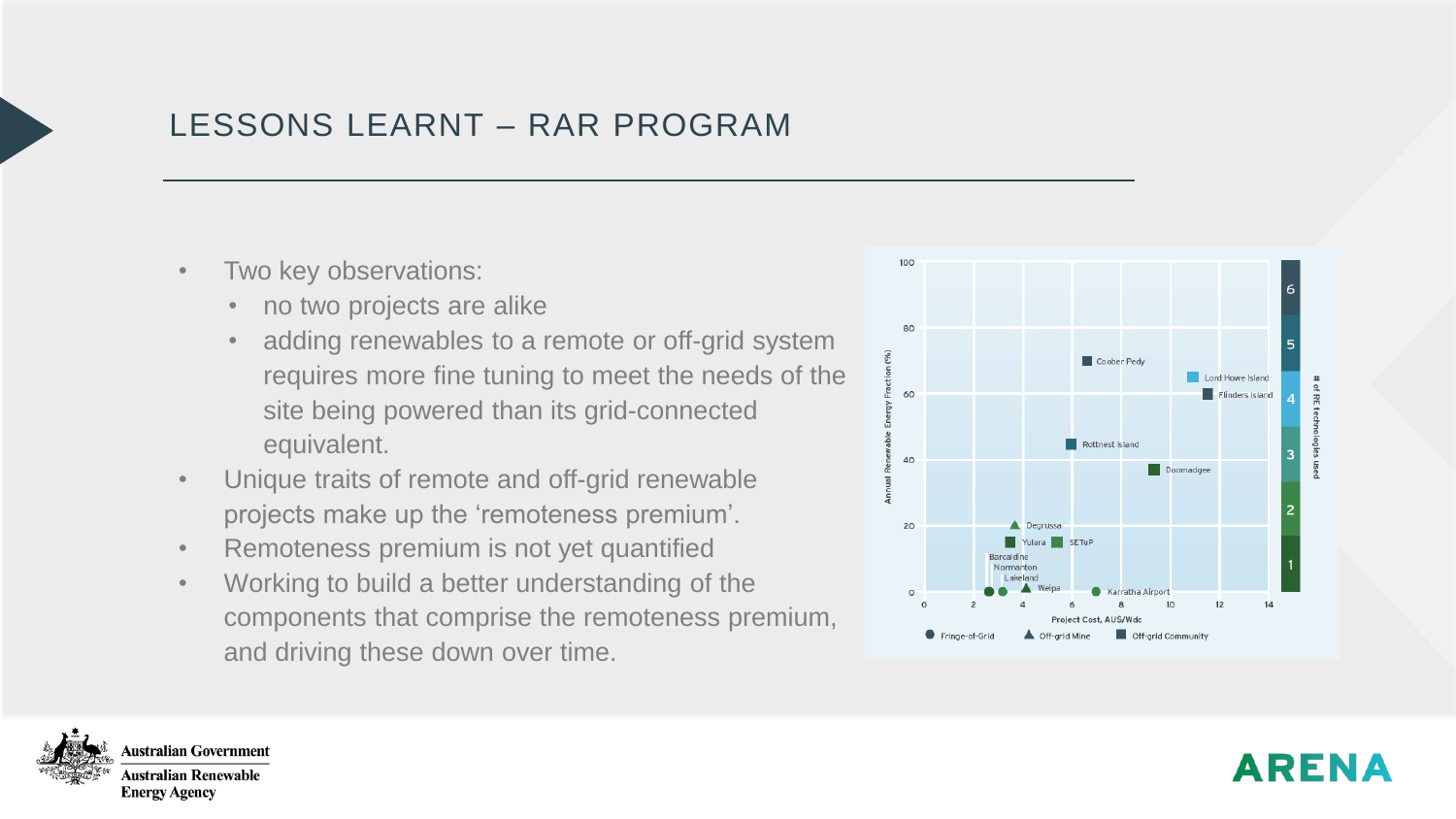# LESSONS LEARNT – RAR PROGRAM

- Two key observations:
  - no two projects are alike
  - adding renewables to a remote or off-grid system requires more fine tuning to meet the needs of the site being powered than its grid-connected equivalent.
- Unique traits of remote and off-grid renewable projects make up the 'remoteness premium'.
- Remoteness premium is not yet quantified
- Working to build a better understanding of the components that comprise the remoteness premium, and driving these down over time.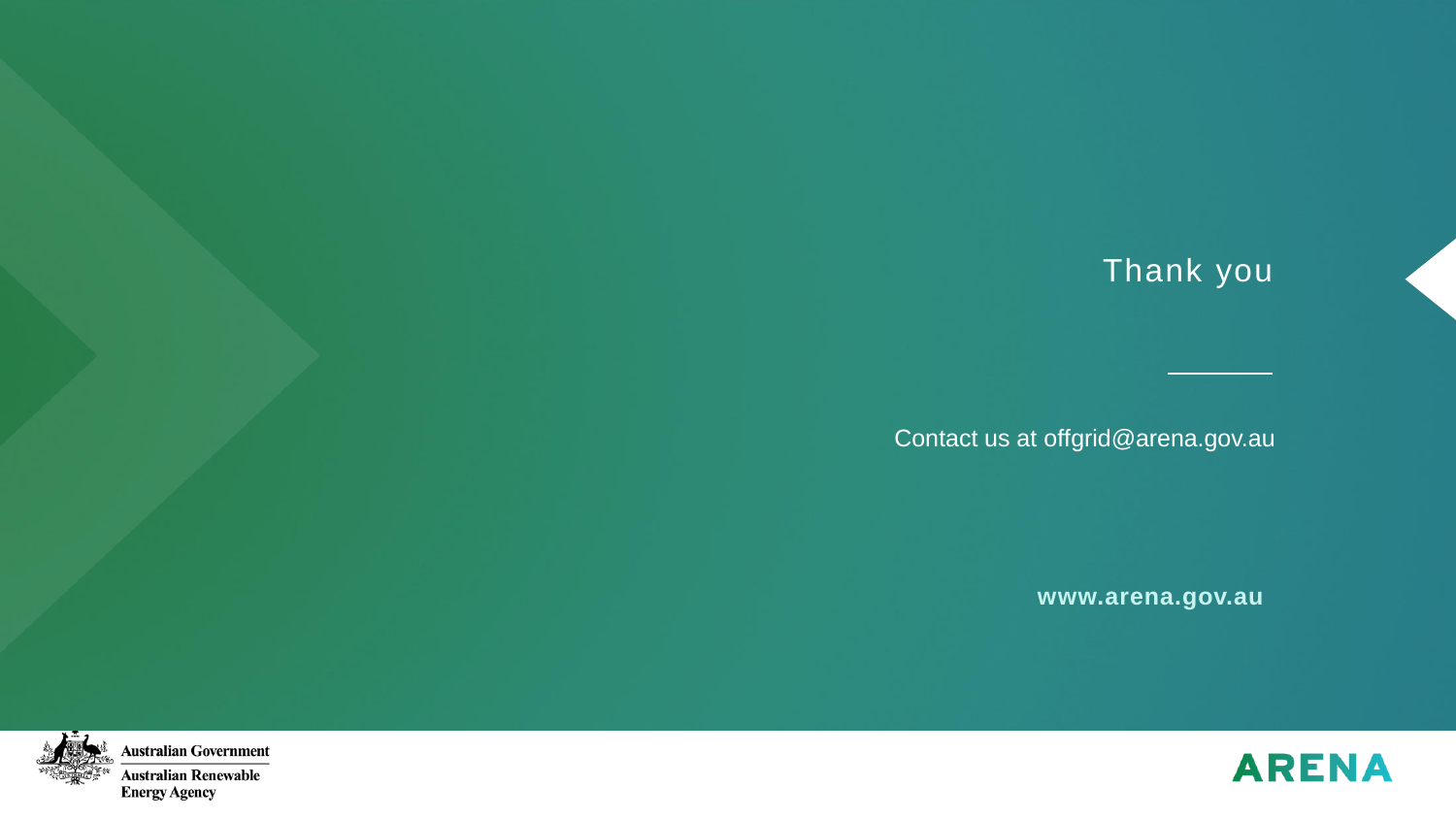# Thank you

Contact us at offgrid@arena.gov.au

**www.arena.gov.au**

Australian Government
Australian Renewable Energy Agency

ARENA